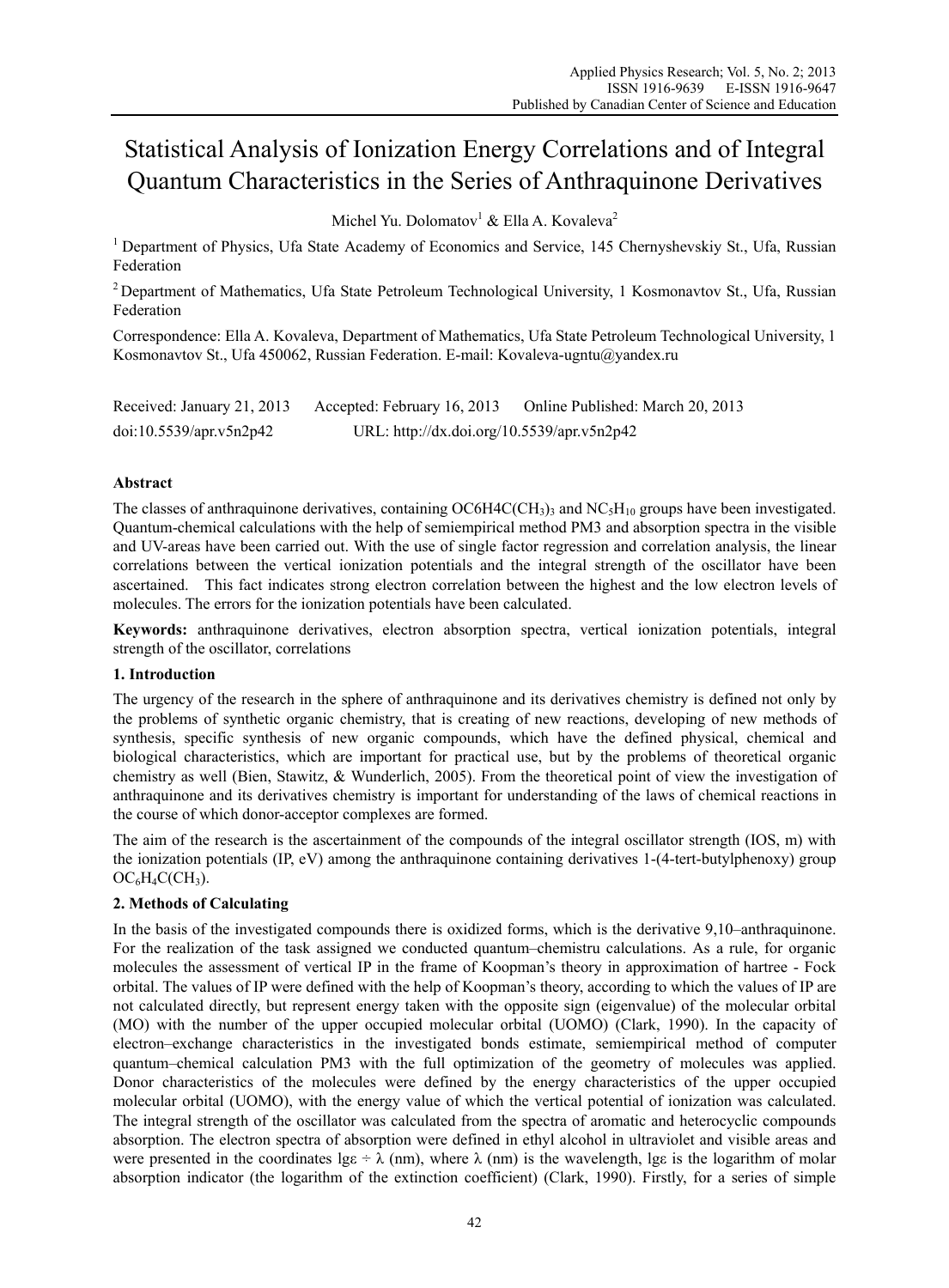# Statistical Analysis of Ionization Energy Correlations and of Integral Quantum Characteristics in the Series of Anthraquinone Derivatives

Michel Yu. Dolomatov[1] & Ella A. Kovaleva[2]

[1] Department of Physics, Ufa State Academy of Economics and Service, 145 Chernyshevskiy St., Ufa, Russian Federation

[2] Department of Mathematics, Ufa State Petroleum Technological University, 1 Kosmonavtov St., Ufa, Russian Federation

Correspondence: Ella A. Kovaleva, Department of Mathematics, Ufa State Petroleum Technological University, 1 Kosmonavtov St., Ufa 450062, Russian Federation. E-mail: Kovaleva-ugntu@yandex.ru

Received: January 21, 2013 Accepted: February 16, 2013 Online Published: March 20, 2013

doi:10.5539/apr.v5n2p42 URL: http://dx.doi.org/10.5539/apr.v5n2p42

## Abstract

The classes of anthraquinone derivatives, containing $OC6H4C(CH_3)_3$ and $NC_5H_{10}$ groups have been investigated. Quantum-chemical calculations with the help of semiempirical method PM3 and absorption spectra in the visible and UV-areas have been carried out. With the use of single factor regression and correlation analysis, the linear correlations between the vertical ionization potentials and the integral strength of the oscillator have been ascertained. This fact indicates strong electron correlation between the highest and the low electron levels of molecules. The errors for the ionization potentials have been calculated.

**Keywords:** anthraquinone derivatives, electron absorption spectra, vertical ionization potentials, integral strength of the oscillator, correlations

## 1. Introduction

The urgency of the research in the sphere of anthraquinone and its derivatives chemistry is defined not only by the problems of synthetic organic chemistry, that is creating of new reactions, developing of new methods of synthesis, specific synthesis of new organic compounds, which have the defined physical, chemical and biological characteristics, which are important for practical use, but by the problems of theoretical organic chemistry as well (Bien, Stawitz, & Wunderlich, 2005). From the theoretical point of view the investigation of anthraquinone and its derivatives chemistry is important for understanding of the laws of chemical reactions in the course of which donor-acceptor complexes are formed.

The aim of the research is the ascertainment of the compounds of the integral oscillator strength (IOS, m) with the ionization potentials (IP, eV) among the anthraquinone containing derivatives 1-(4-tert-butylphenoxy) group $OC_6H_4C(CH_3)$.

## 2. Methods of Calculating

In the basis of the investigated compounds there is oxidized forms, which is the derivative 9,10–anthraquinone. For the realization of the task assigned we conducted quantum–chemistru calculations. As a rule, for organic molecules the assessment of vertical IP in the frame of Koopman's theory in approximation of hartree - Fock orbital. The values of IP were defined with the help of Koopman's theory, according to which the values of IP are not calculated directly, but represent energy taken with the opposite sign (eigenvalue) of the molecular orbital (MO) with the number of the upper occupied molecular orbital (UOMO) (Clark, 1990). In the capacity of electron–exchange characteristics in the investigated bonds estimate, semiempirical method of computer quantum–chemical calculation PM3 with the full optimization of the geometry of molecules was applied. Donor characteristics of the molecules were defined by the energy characteristics of the upper occupied molecular orbital (UOMO), with the energy value of which the vertical potential of ionization was calculated. The integral strength of the oscillator was calculated from the spectra of aromatic and heterocyclic compounds absorption. The electron spectra of absorption were defined in ethyl alcohol in ultraviolet and visible areas and were presented in the coordinates $\lg\varepsilon \div \lambda$ (nm), where $\lambda$ (nm) is the wavelength, $\lg\varepsilon$ is the logarithm of molar absorption indicator (the logarithm of the extinction coefficient) (Clark, 1990). Firstly, for a series of simple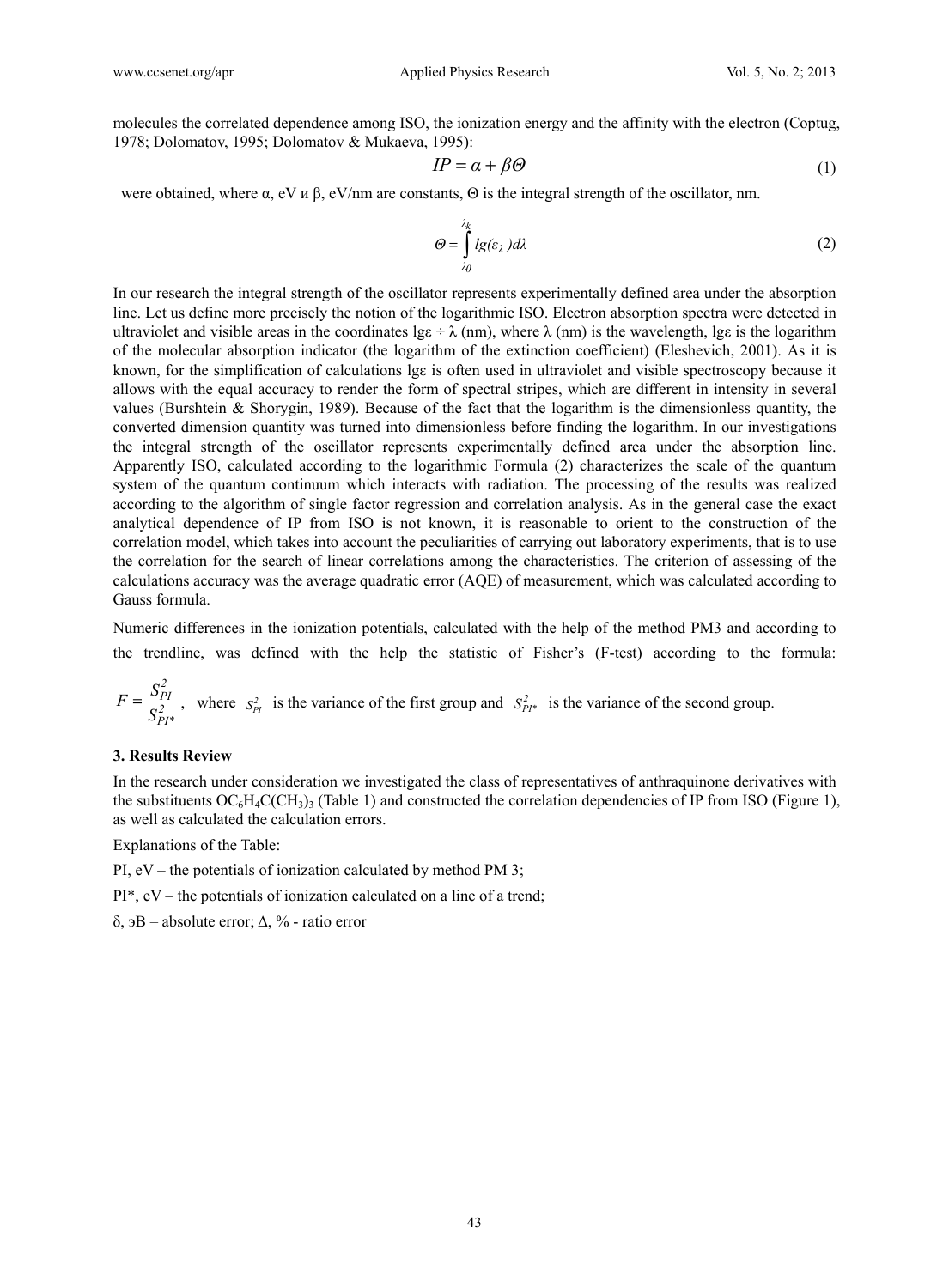molecules the correlated dependence among ISO, the ionization energy and the affinity with the electron (Coptug, 1978; Dolomatov, 1995; Dolomatov & Mukaeva, 1995):

$$IP = \alpha + \beta\Theta \tag{1}$$

were obtained, where α, eV и β, eV/nm are constants, Θ is the integral strength of the oscillator, nm.

$$\Theta = \int_{\lambda_0}^{\lambda_k} lg(\varepsilon_\lambda)d\lambda \tag{2}$$

In our research the integral strength of the oscillator represents experimentally defined area under the absorption line. Let us define more precisely the notion of the logarithmic ISO. Electron absorption spectra were detected in ultraviolet and visible areas in the coordinates lgε ÷ λ (nm), where λ (nm) is the wavelength, lgε is the logarithm of the molecular absorption indicator (the logarithm of the extinction coefficient) (Eleshevich, 2001). As it is known, for the simplification of calculations lgε is often used in ultraviolet and visible spectroscopy because it allows with the equal accuracy to render the form of spectral stripes, which are different in intensity in several values (Burshtein & Shorygin, 1989). Because of the fact that the logarithm is the dimensionless quantity, the converted dimension quantity was turned into dimensionless before finding the logarithm. In our investigations the integral strength of the oscillator represents experimentally defined area under the absorption line. Apparently ISO, calculated according to the logarithmic Formula (2) characterizes the scale of the quantum system of the quantum continuum which interacts with radiation. The processing of the results was realized according to the algorithm of single factor regression and correlation analysis. As in the general case the exact analytical dependence of IP from ISO is not known, it is reasonable to orient to the construction of the correlation model, which takes into account the peculiarities of carrying out laboratory experiments, that is to use the correlation for the search of linear correlations among the characteristics. The criterion of assessing of the calculations accuracy was the average quadratic error (AQE) of measurement, which was calculated according to Gauss formula.

Numeric differences in the ionization potentials, calculated with the help of the method PM3 and according to the trendline, was defined with the help the statistic of Fisher's (F-test) according to the formula: $F = \frac{S_{PI}^2}{S_{PI*}^2}$, where $S_{PI}^2$ is the variance of the first group and $S_{PI*}^2$ is the variance of the second group.

## 3. Results Review

In the research under consideration we investigated the class of representatives of anthraquinone derivatives with the substituents $OC_6H_4C(CH_3)_3$ (Table 1) and constructed the correlation dependencies of IP from ISO (Figure 1), as well as calculated the calculation errors.

Explanations of the Table:

PI, eV – the potentials of ionization calculated by method PM 3;

PI*, eV – the potentials of ionization calculated on a line of a trend;

δ, эВ – absolute error; Δ, % - ratio error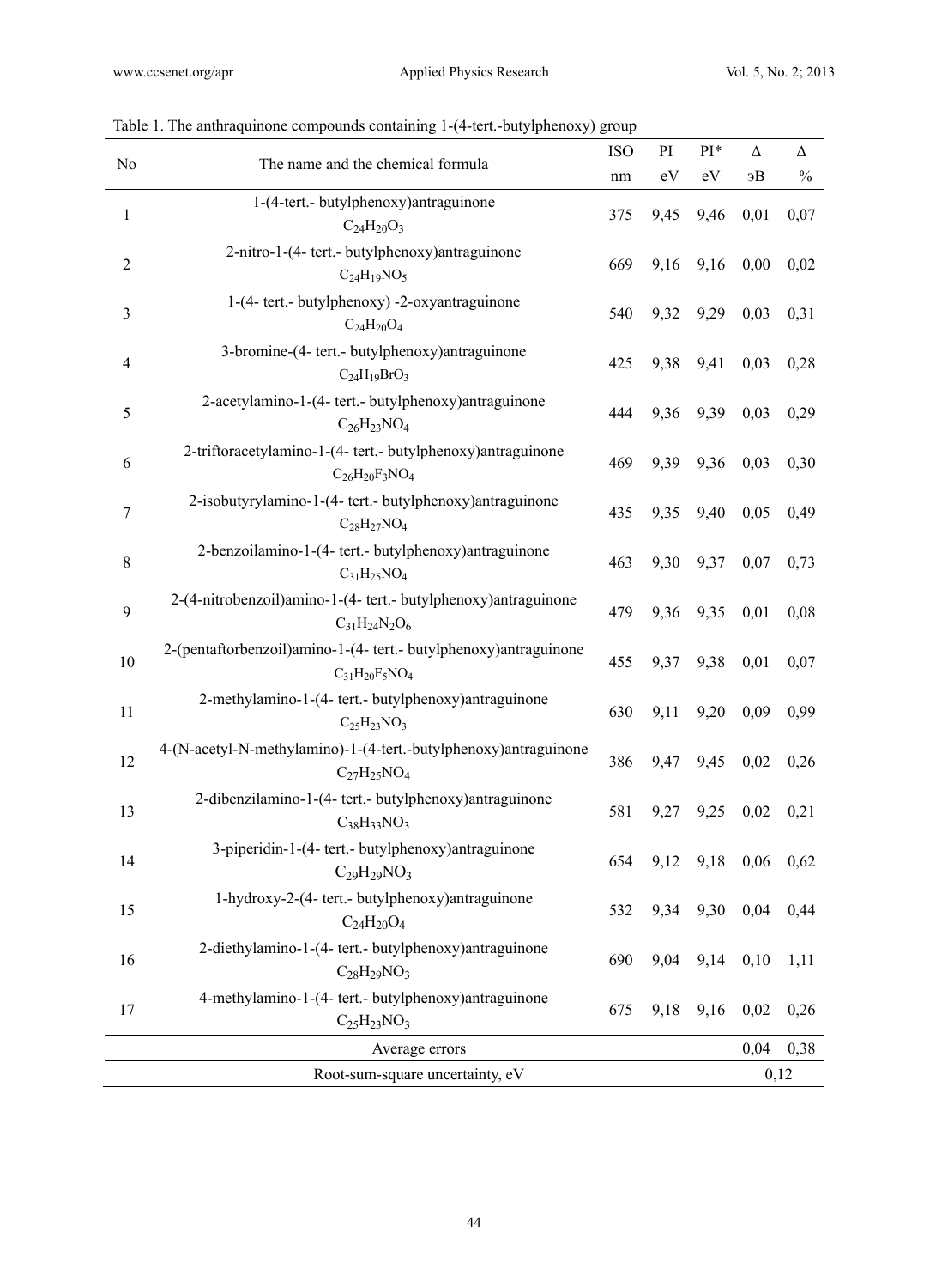Table 1. The anthraquinone compounds containing 1-(4-tert.-butylphenoxy) group

| No | The name and the chemical formula | ISO nm | PI eV | PI* eV | Δ эВ | Δ % |
|---|---|---|---|---|---|---|
| 1 | 1-(4-tert.- butylphenoxy)antraguinone $C_{24}H_{20}O_3$ | 375 | 9,45 | 9,46 | 0,01 | 0,07 |
| 2 | 2-nitro-1-(4- tert.- butylphenoxy)antraguinone $C_{24}H_{19}NO_5$ | 669 | 9,16 | 9,16 | 0,00 | 0,02 |
| 3 | 1-(4- tert.- butylphenoxy) -2-oxyantraguinone $C_{24}H_{20}O_4$ | 540 | 9,32 | 9,29 | 0,03 | 0,31 |
| 4 | 3-bromine-(4- tert.- butylphenoxy)antraguinone $C_{24}H_{19}BrO_3$ | 425 | 9,38 | 9,41 | 0,03 | 0,28 |
| 5 | 2-acetylamino-1-(4- tert.- butylphenoxy)antraguinone $C_{26}H_{23}NO_4$ | 444 | 9,36 | 9,39 | 0,03 | 0,29 |
| 6 | 2-triftoracetylamino-1-(4- tert.- butylphenoxy)antraguinone $C_{26}H_{20}F_3NO_4$ | 469 | 9,39 | 9,36 | 0,03 | 0,30 |
| 7 | 2-isobutyrylamino-1-(4- tert.- butylphenoxy)antraguinone $C_{28}H_{27}NO_4$ | 435 | 9,35 | 9,40 | 0,05 | 0,49 |
| 8 | 2-benzoilamino-1-(4- tert.- butylphenoxy)antraguinone $C_{31}H_{25}NO_4$ | 463 | 9,30 | 9,37 | 0,07 | 0,73 |
| 9 | 2-(4-nitrobenzoil)amino-1-(4- tert.- butylphenoxy)antraguinone $C_{31}H_{24}N_2O_6$ | 479 | 9,36 | 9,35 | 0,01 | 0,08 |
| 10 | 2-(pentaftorbenzoil)amino-1-(4- tert.- butylphenoxy)antraguinone $C_{31}H_{20}F_5NO_4$ | 455 | 9,37 | 9,38 | 0,01 | 0,07 |
| 11 | 2-methylamino-1-(4- tert.- butylphenoxy)antraguinone $C_{25}H_{23}NO_3$ | 630 | 9,11 | 9,20 | 0,09 | 0,99 |
| 12 | 4-(N-acetyl-N-methylamino)-1-(4-tert.-butylphenoxy)antraguinone $C_{27}H_{25}NO_4$ | 386 | 9,47 | 9,45 | 0,02 | 0,26 |
| 13 | 2-dibenzilamino-1-(4- tert.- butylphenoxy)antraguinone $C_{38}H_{33}NO_3$ | 581 | 9,27 | 9,25 | 0,02 | 0,21 |
| 14 | 3-piperidin-1-(4- tert.- butylphenoxy)antraguinone $C_{29}H_{29}NO_3$ | 654 | 9,12 | 9,18 | 0,06 | 0,62 |
| 15 | 1-hydroxy-2-(4- tert.- butylphenoxy)antraguinone $C_{24}H_{20}O_4$ | 532 | 9,34 | 9,30 | 0,04 | 0,44 |
| 16 | 2-diethylamino-1-(4- tert.- butylphenoxy)antraguinone $C_{28}H_{29}NO_3$ | 690 | 9,04 | 9,14 | 0,10 | 1,11 |
| 17 | 4-methylamino-1-(4- tert.- butylphenoxy)antraguinone $C_{25}H_{23}NO_3$ | 675 | 9,18 | 9,16 | 0,02 | 0,26 |
| | Average errors | | | | 0,04 | 0,38 |
| | Root-sum-square uncertainty, eV | | | | 0,12 | |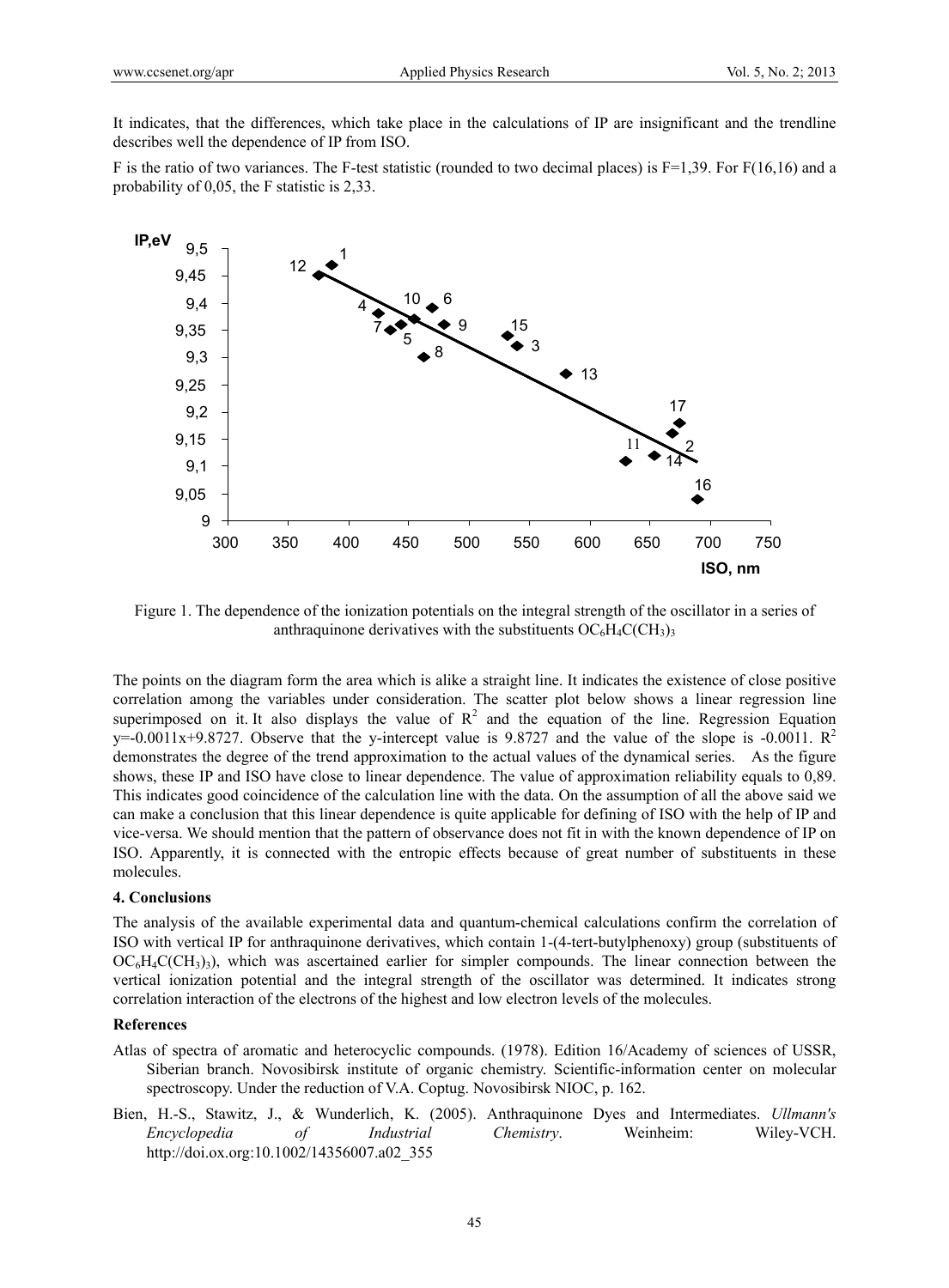It indicates, that the differences, which take place in the calculations of IP are insignificant and the trendline describes well the dependence of IP from ISO.

F is the ratio of two variances. The F-test statistic (rounded to two decimal places) is F=1,39. For F(16,16) and a probability of 0,05, the F statistic is 2,33.

Figure 1. The dependence of the ionization potentials on the integral strength of the oscillator in a series of anthraquinone derivatives with the substituents $OC_6H_4C(CH_3)_3$

The points on the diagram form the area which is alike a straight line. It indicates the existence of close positive correlation among the variables under consideration. The scatter plot below shows a linear regression line superimposed on it. It also displays the value of $R^2$ and the equation of the line. Regression Equation y=-0.0011x+9.8727. Observe that the y-intercept value is 9.8727 and the value of the slope is -0.0011. $R^2$ demonstrates the degree of the trend approximation to the actual values of the dynamical series. As the figure shows, these IP and ISO have close to linear dependence. The value of approximation reliability equals to 0,89. This indicates good coincidence of the calculation line with the data. On the assumption of all the above said we can make a conclusion that this linear dependence is quite applicable for defining of ISO with the help of IP and vice-versa. We should mention that the pattern of observance does not fit in with the known dependence of IP on ISO. Apparently, it is connected with the entropic effects because of great number of substituents in these molecules.

## 4. Conclusions

The analysis of the available experimental data and quantum-chemical calculations confirm the correlation of ISO with vertical IP for anthraquinone derivatives, which contain 1-(4-tert-butylphenoxy) group (substituents of $OC_6H_4C(CH_3)_3$), which was ascertained earlier for simpler compounds. The linear connection between the vertical ionization potential and the integral strength of the oscillator was determined. It indicates strong correlation interaction of the electrons of the highest and low electron levels of the molecules.

## References

Atlas of spectra of aromatic and heterocyclic compounds. (1978). Edition 16/Academy of sciences of USSR, Siberian branch. Novosibirsk institute of organic chemistry. Scientific-information center on molecular spectroscopy. Under the reduction of V.A. Coptug. Novosibirsk NIOC, p. 162.

Bien, H.-S., Stawitz, J., & Wunderlich, K. (2005). Anthraquinone Dyes and Intermediates. *Ullmann's Encyclopedia of Industrial Chemistry*. Weinheim: Wiley-VCH. http://doi.ox.org:10.1002/14356007.a02_355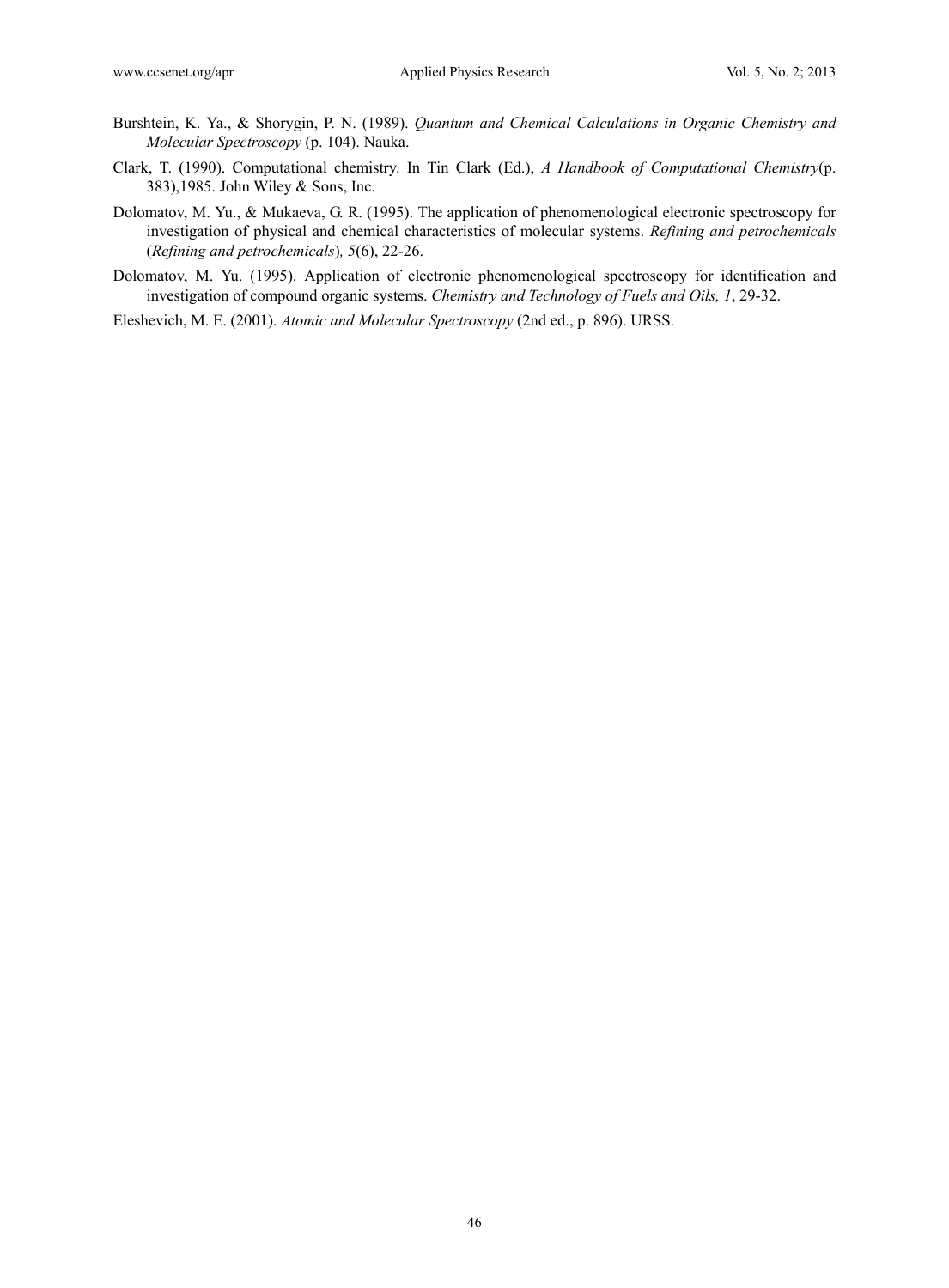Burshtein, K. Ya., & Shorygin, P. N. (1989). *Quantum and Chemical Calculations in Organic Chemistry and Molecular Spectroscopy* (p. 104). Nauka.

Clark, T. (1990). Computational chemistry. In Tin Clark (Ed.), *A Handbook of Computational Chemistry*(p. 383),1985. John Wiley & Sons, Inc.

Dolomatov, M. Yu., & Mukaeva, G. R. (1995). The application of phenomenological electronic spectroscopy for investigation of physical and chemical characteristics of molecular systems. *Refining and petrochemicals* (*Refining and petrochemicals*)*, 5*(6), 22-26.

Dolomatov, M. Yu. (1995). Application of electronic phenomenological spectroscopy for identification and investigation of compound organic systems. *Chemistry and Technology of Fuels and Oils, 1*, 29-32.

Eleshevich, M. E. (2001). *Atomic and Molecular Spectroscopy* (2nd ed., p. 896). URSS.